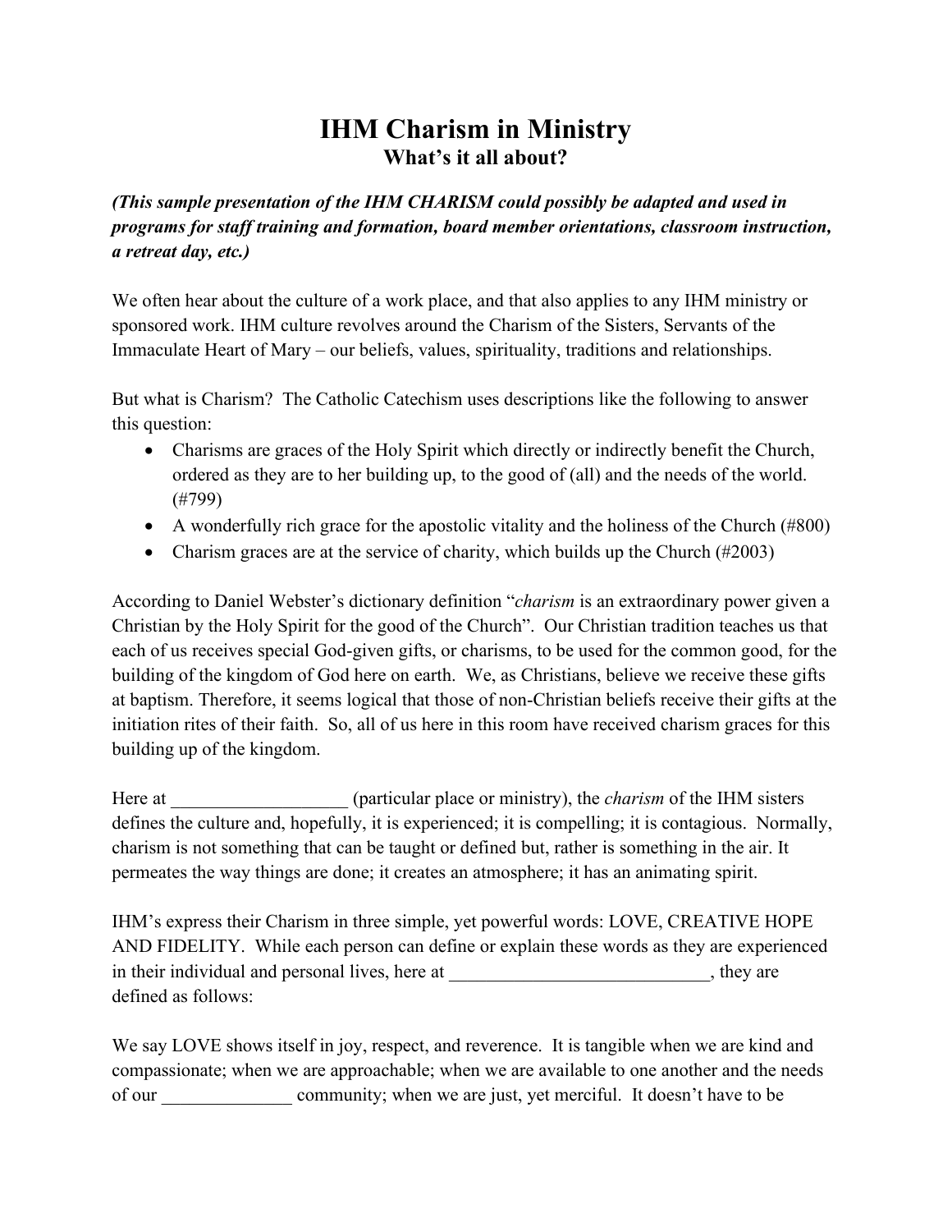# IHM Charism in Ministry
## What's it all about?

***(This sample presentation of the IHM CHARISM could possibly be adapted and used in programs for staff training and formation, board member orientations, classroom instruction, a retreat day, etc.)***

We often hear about the culture of a work place, and that also applies to any IHM ministry or sponsored work. IHM culture revolves around the Charism of the Sisters, Servants of the Immaculate Heart of Mary – our beliefs, values, spirituality, traditions and relationships.

But what is Charism? The Catholic Catechism uses descriptions like the following to answer this question:

- Charisms are graces of the Holy Spirit which directly or indirectly benefit the Church, ordered as they are to her building up, to the good of (all) and the needs of the world. (#799)
- A wonderfully rich grace for the apostolic vitality and the holiness of the Church (#800)
- Charism graces are at the service of charity, which builds up the Church (#2003)

According to Daniel Webster's dictionary definition "*charism* is an extraordinary power given a Christian by the Holy Spirit for the good of the Church". Our Christian tradition teaches us that each of us receives special God-given gifts, or charisms, to be used for the common good, for the building of the kingdom of God here on earth. We, as Christians, believe we receive these gifts at baptism. Therefore, it seems logical that those of non-Christian beliefs receive their gifts at the initiation rites of their faith. So, all of us here in this room have received charism graces for this building up of the kingdom.

Here at ___________________ (particular place or ministry), the *charism* of the IHM sisters defines the culture and, hopefully, it is experienced; it is compelling; it is contagious. Normally, charism is not something that can be taught or defined but, rather is something in the air. It permeates the way things are done; it creates an atmosphere; it has an animating spirit.

IHM's express their Charism in three simple, yet powerful words: LOVE, CREATIVE HOPE AND FIDELITY. While each person can define or explain these words as they are experienced in their individual and personal lives, here at ____________________________, they are defined as follows:

We say LOVE shows itself in joy, respect, and reverence. It is tangible when we are kind and compassionate; when we are approachable; when we are available to one another and the needs of our ______________ community; when we are just, yet merciful. It doesn't have to be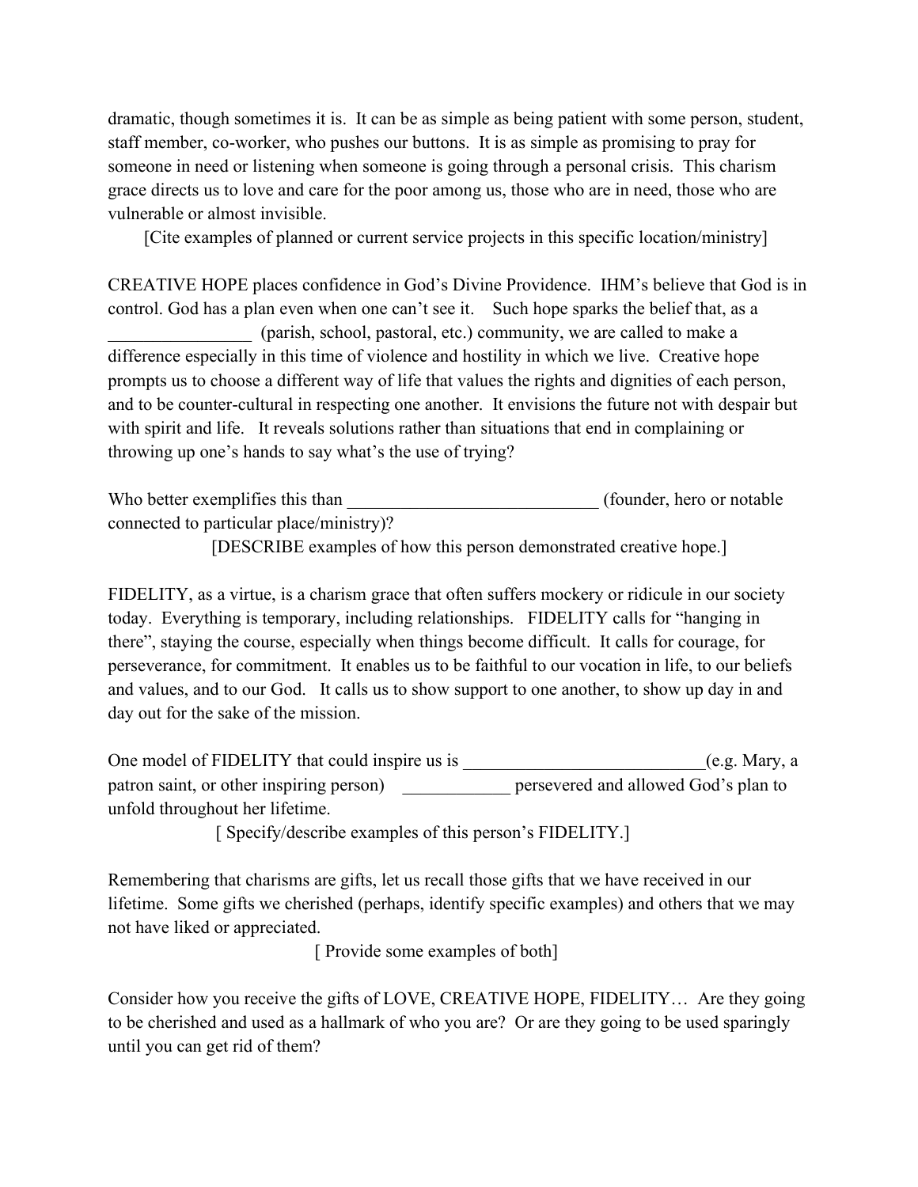dramatic, though sometimes it is. It can be as simple as being patient with some person, student, staff member, co-worker, who pushes our buttons. It is as simple as promising to pray for someone in need or listening when someone is going through a personal crisis. This charism grace directs us to love and care for the poor among us, those who are in need, those who are vulnerable or almost invisible.

[Cite examples of planned or current service projects in this specific location/ministry]

CREATIVE HOPE places confidence in God's Divine Providence. IHM's believe that God is in control. God has a plan even when one can't see it. Such hope sparks the belief that, as a ________________ (parish, school, pastoral, etc.) community, we are called to make a difference especially in this time of violence and hostility in which we live. Creative hope prompts us to choose a different way of life that values the rights and dignities of each person, and to be counter-cultural in respecting one another. It envisions the future not with despair but with spirit and life. It reveals solutions rather than situations that end in complaining or throwing up one's hands to say what's the use of trying?

Who better exemplifies this than ___________________________ (founder, hero or notable connected to particular place/ministry)?

[DESCRIBE examples of how this person demonstrated creative hope.]

FIDELITY, as a virtue, is a charism grace that often suffers mockery or ridicule in our society today. Everything is temporary, including relationships. FIDELITY calls for "hanging in there", staying the course, especially when things become difficult. It calls for courage, for perseverance, for commitment. It enables us to be faithful to our vocation in life, to our beliefs and values, and to our God. It calls us to show support to one another, to show up day in and day out for the sake of the mission.

One model of FIDELITY that could inspire us is ___________________________(e.g. Mary, a patron saint, or other inspiring person) ____________ persevered and allowed God's plan to unfold throughout her lifetime.

[ Specify/describe examples of this person's FIDELITY.]

Remembering that charisms are gifts, let us recall those gifts that we have received in our lifetime. Some gifts we cherished (perhaps, identify specific examples) and others that we may not have liked or appreciated.

[ Provide some examples of both]

Consider how you receive the gifts of LOVE, CREATIVE HOPE, FIDELITY… Are they going to be cherished and used as a hallmark of who you are? Or are they going to be used sparingly until you can get rid of them?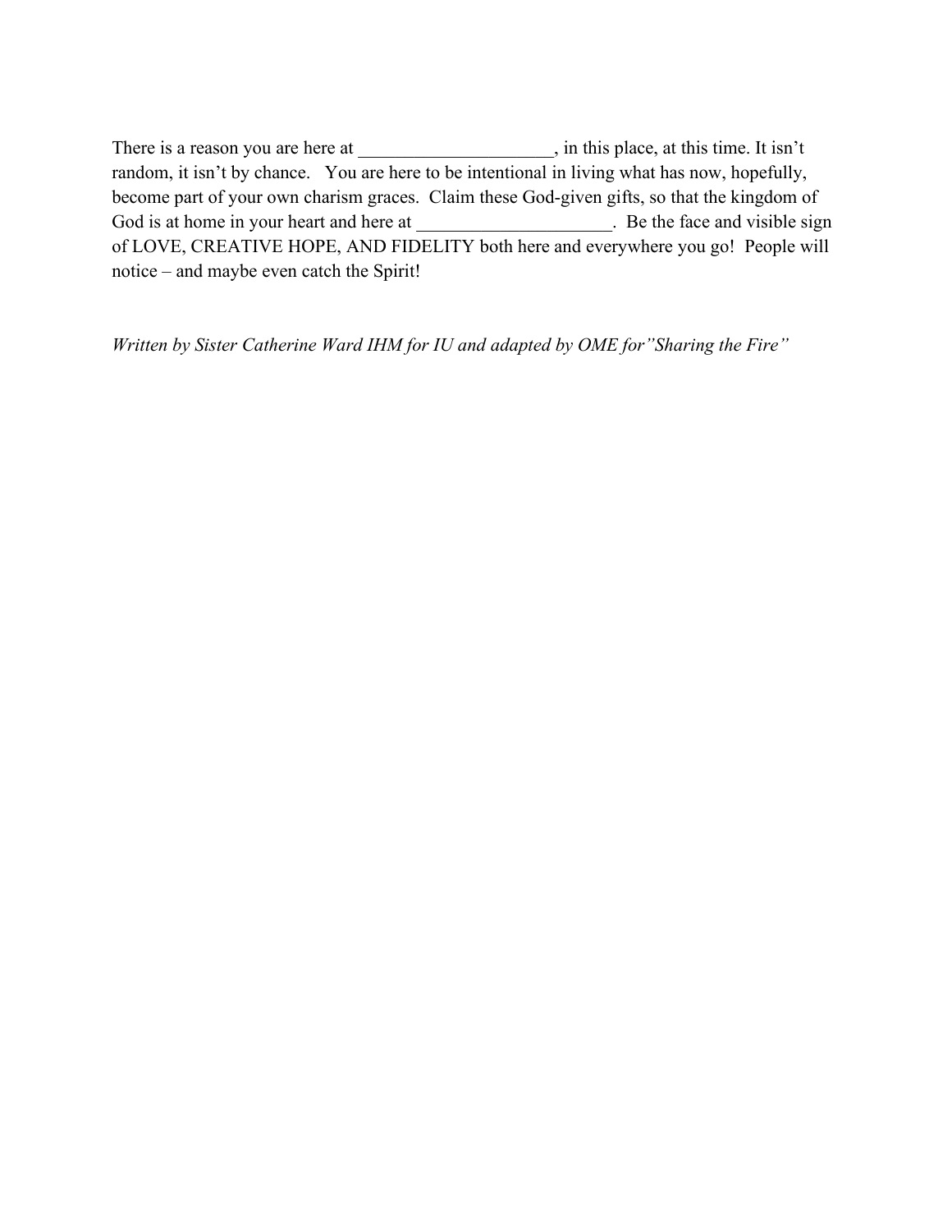There is a reason you are here at ____________________, in this place, at this time. It isn't random, it isn't by chance. You are here to be intentional in living what has now, hopefully, become part of your own charism graces. Claim these God-given gifts, so that the kingdom of God is at home in your heart and here at ____________________. Be the face and visible sign of LOVE, CREATIVE HOPE, AND FIDELITY both here and everywhere you go! People will notice – and maybe even catch the Spirit!

*Written by Sister Catherine Ward IHM for IU and adapted by OME for"Sharing the Fire"*